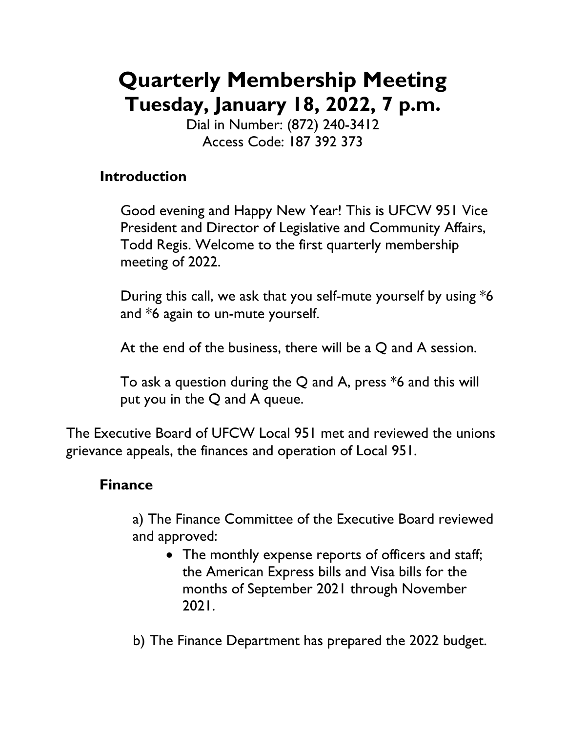# Quarterly Membership Meeting
# Tuesday, January 18, 2022, 7 p.m.

Dial in Number: (872) 240-3412
Access Code: 187 392 373

## Introduction

Good evening and Happy New Year! This is UFCW 951 Vice President and Director of Legislative and Community Affairs, Todd Regis. Welcome to the first quarterly membership meeting of 2022.

During this call, we ask that you self-mute yourself by using *6 and *6 again to un-mute yourself.

At the end of the business, there will be a Q and A session.

To ask a question during the Q and A, press *6 and this will put you in the Q and A queue.

The Executive Board of UFCW Local 951 met and reviewed the unions grievance appeals, the finances and operation of Local 951.

## Finance

a) The Finance Committee of the Executive Board reviewed and approved:

- The monthly expense reports of officers and staff; the American Express bills and Visa bills for the months of September 2021 through November 2021.

b) The Finance Department has prepared the 2022 budget.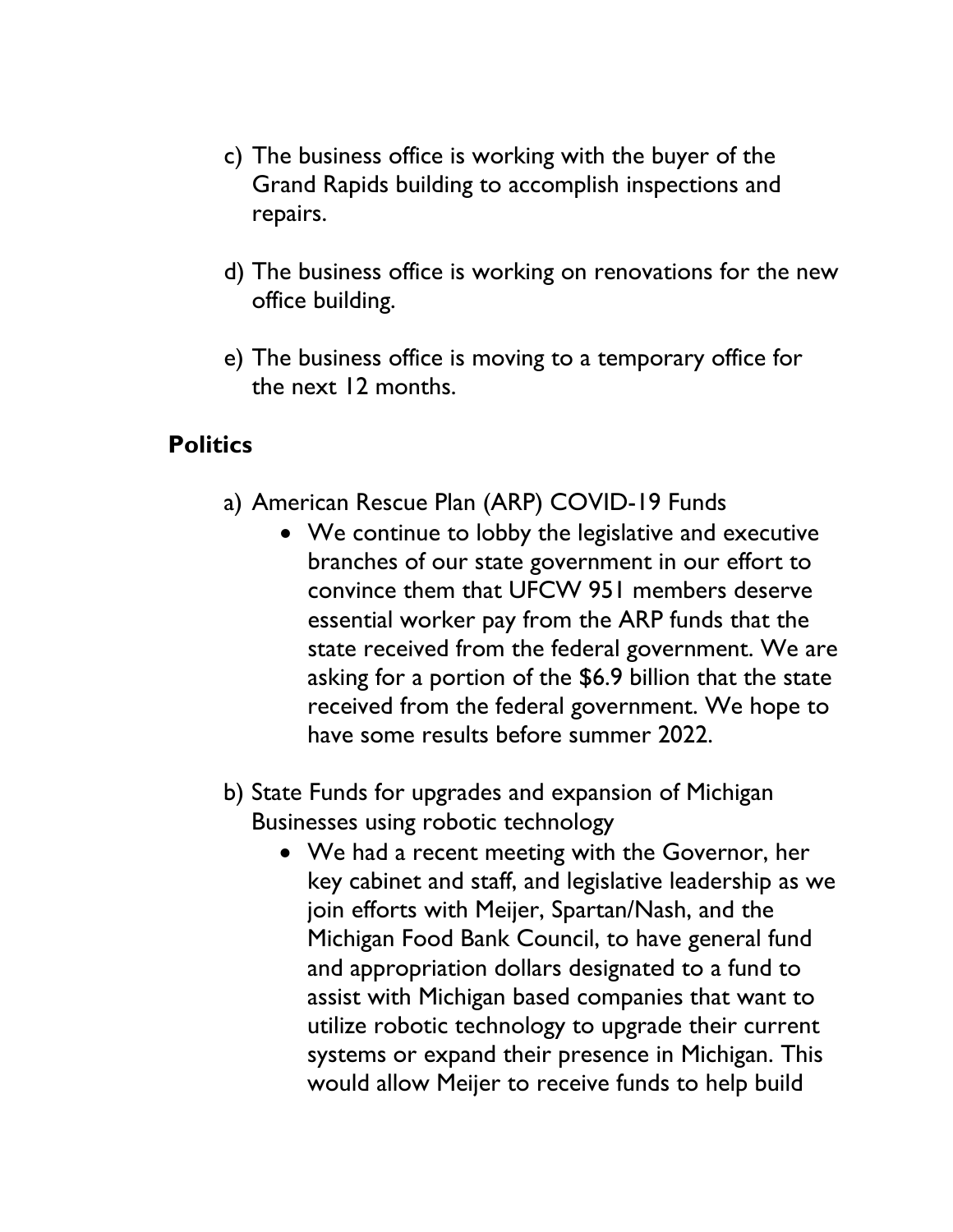c) The business office is working with the buyer of the Grand Rapids building to accomplish inspections and repairs.

d) The business office is working on renovations for the new office building.

e) The business office is moving to a temporary office for the next 12 months.

## Politics

a) American Rescue Plan (ARP) COVID-19 Funds

- We continue to lobby the legislative and executive branches of our state government in our effort to convince them that UFCW 951 members deserve essential worker pay from the ARP funds that the state received from the federal government. We are asking for a portion of the $6.9 billion that the state received from the federal government. We hope to have some results before summer 2022.

b) State Funds for upgrades and expansion of Michigan Businesses using robotic technology

- We had a recent meeting with the Governor, her key cabinet and staff, and legislative leadership as we join efforts with Meijer, Spartan/Nash, and the Michigan Food Bank Council, to have general fund and appropriation dollars designated to a fund to assist with Michigan based companies that want to utilize robotic technology to upgrade their current systems or expand their presence in Michigan. This would allow Meijer to receive funds to help build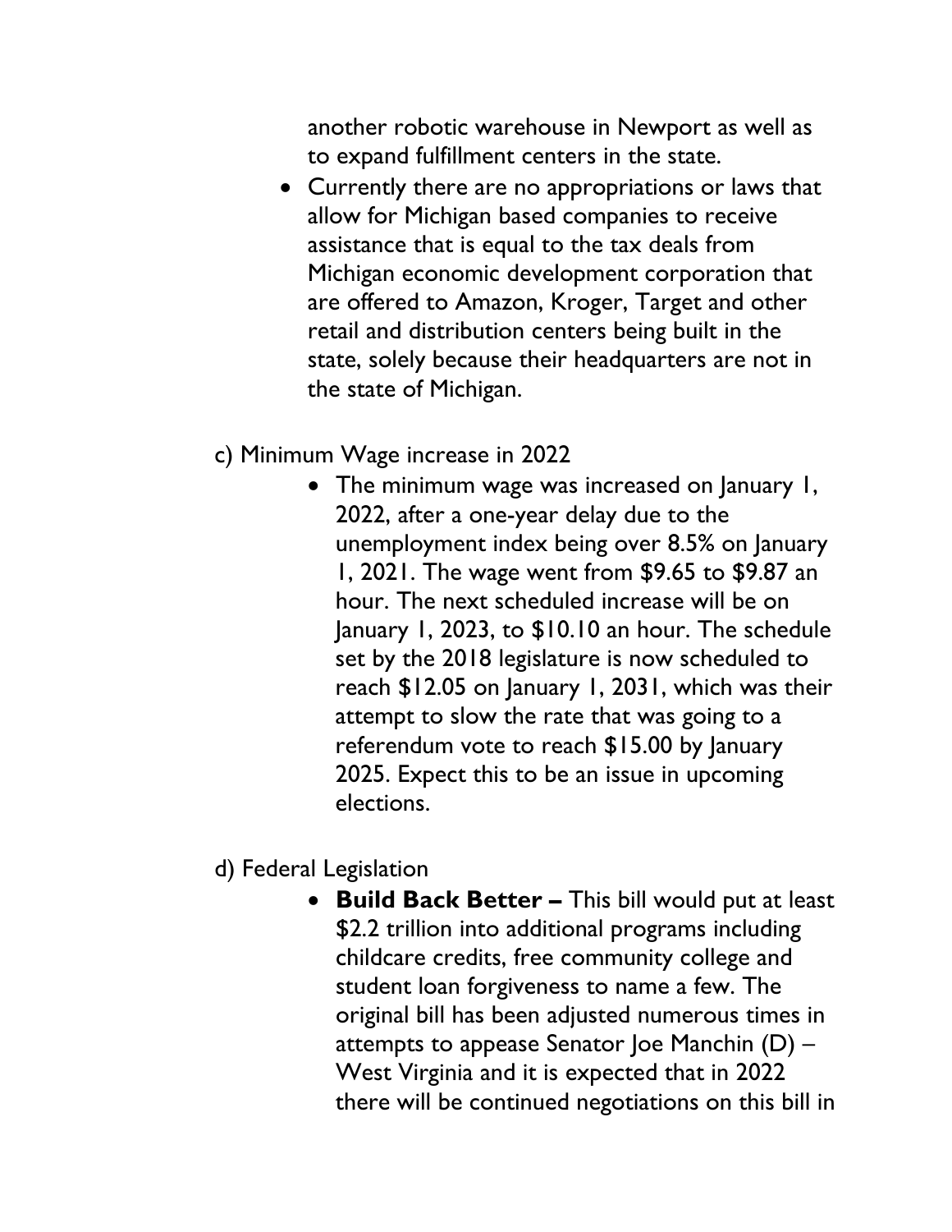another robotic warehouse in Newport as well as to expand fulfillment centers in the state.

- Currently there are no appropriations or laws that allow for Michigan based companies to receive assistance that is equal to the tax deals from Michigan economic development corporation that are offered to Amazon, Kroger, Target and other retail and distribution centers being built in the state, solely because their headquarters are not in the state of Michigan.

c) Minimum Wage increase in 2022

- The minimum wage was increased on January 1, 2022, after a one-year delay due to the unemployment index being over 8.5% on January 1, 2021. The wage went from $9.65 to $9.87 an hour. The next scheduled increase will be on January 1, 2023, to $10.10 an hour. The schedule set by the 2018 legislature is now scheduled to reach $12.05 on January 1, 2031, which was their attempt to slow the rate that was going to a referendum vote to reach $15.00 by January 2025. Expect this to be an issue in upcoming elections.

d) Federal Legislation

- **Build Back Better –** This bill would put at least $2.2 trillion into additional programs including childcare credits, free community college and student loan forgiveness to name a few. The original bill has been adjusted numerous times in attempts to appease Senator Joe Manchin (D) – West Virginia and it is expected that in 2022 there will be continued negotiations on this bill in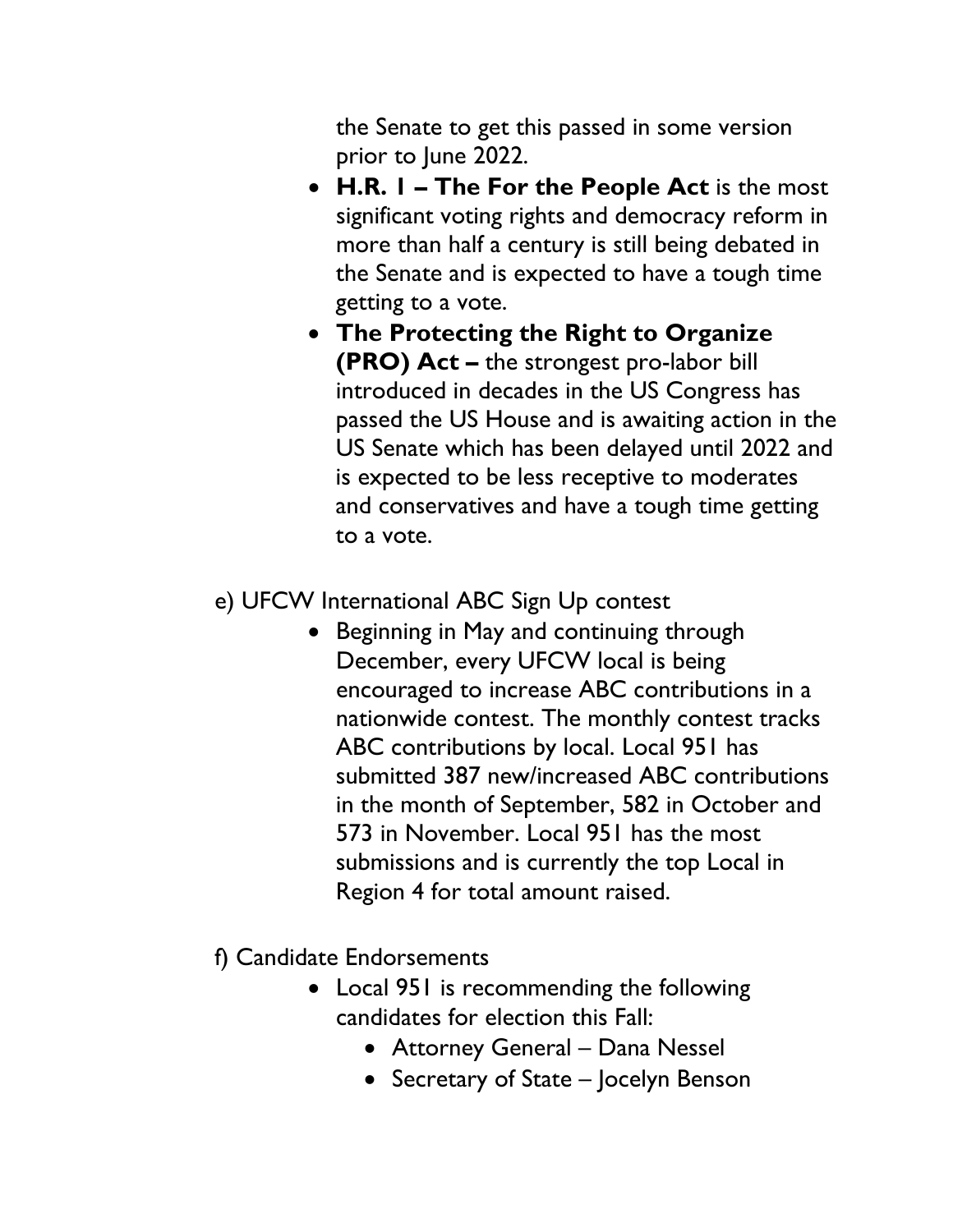the Senate to get this passed in some version prior to June 2022.

- **H.R. 1 – The For the People Act** is the most significant voting rights and democracy reform in more than half a century is still being debated in the Senate and is expected to have a tough time getting to a vote.
- **The Protecting the Right to Organize (PRO) Act –** the strongest pro-labor bill introduced in decades in the US Congress has passed the US House and is awaiting action in the US Senate which has been delayed until 2022 and is expected to be less receptive to moderates and conservatives and have a tough time getting to a vote.

e) UFCW International ABC Sign Up contest

- Beginning in May and continuing through December, every UFCW local is being encouraged to increase ABC contributions in a nationwide contest. The monthly contest tracks ABC contributions by local. Local 951 has submitted 387 new/increased ABC contributions in the month of September, 582 in October and 573 in November. Local 951 has the most submissions and is currently the top Local in Region 4 for total amount raised.

f) Candidate Endorsements

- Local 951 is recommending the following candidates for election this Fall:
    - Attorney General – Dana Nessel
    - Secretary of State – Jocelyn Benson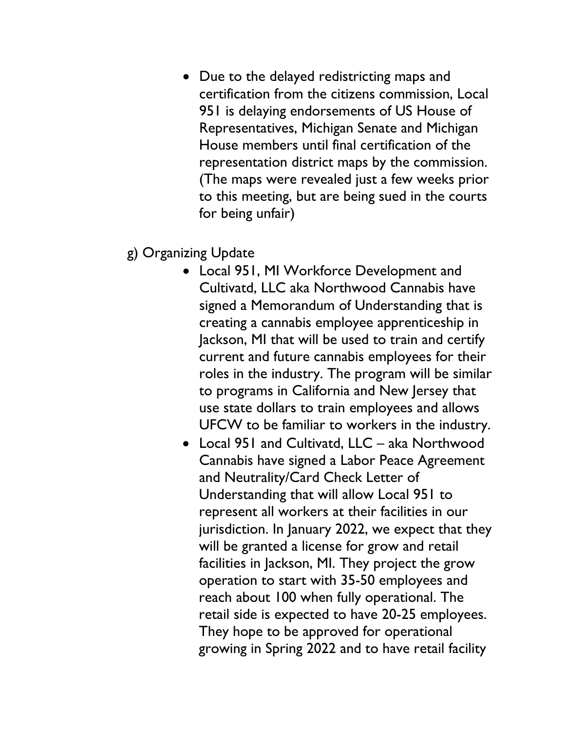- Due to the delayed redistricting maps and certification from the citizens commission, Local 951 is delaying endorsements of US House of Representatives, Michigan Senate and Michigan House members until final certification of the representation district maps by the commission. (The maps were revealed just a few weeks prior to this meeting, but are being sued in the courts for being unfair)

g) Organizing Update

- Local 951, MI Workforce Development and Cultivatd, LLC aka Northwood Cannabis have signed a Memorandum of Understanding that is creating a cannabis employee apprenticeship in Jackson, MI that will be used to train and certify current and future cannabis employees for their roles in the industry. The program will be similar to programs in California and New Jersey that use state dollars to train employees and allows UFCW to be familiar to workers in the industry.
- Local 951 and Cultivatd, LLC – aka Northwood Cannabis have signed a Labor Peace Agreement and Neutrality/Card Check Letter of Understanding that will allow Local 951 to represent all workers at their facilities in our jurisdiction. In January 2022, we expect that they will be granted a license for grow and retail facilities in Jackson, MI. They project the grow operation to start with 35-50 employees and reach about 100 when fully operational. The retail side is expected to have 20-25 employees. They hope to be approved for operational growing in Spring 2022 and to have retail facility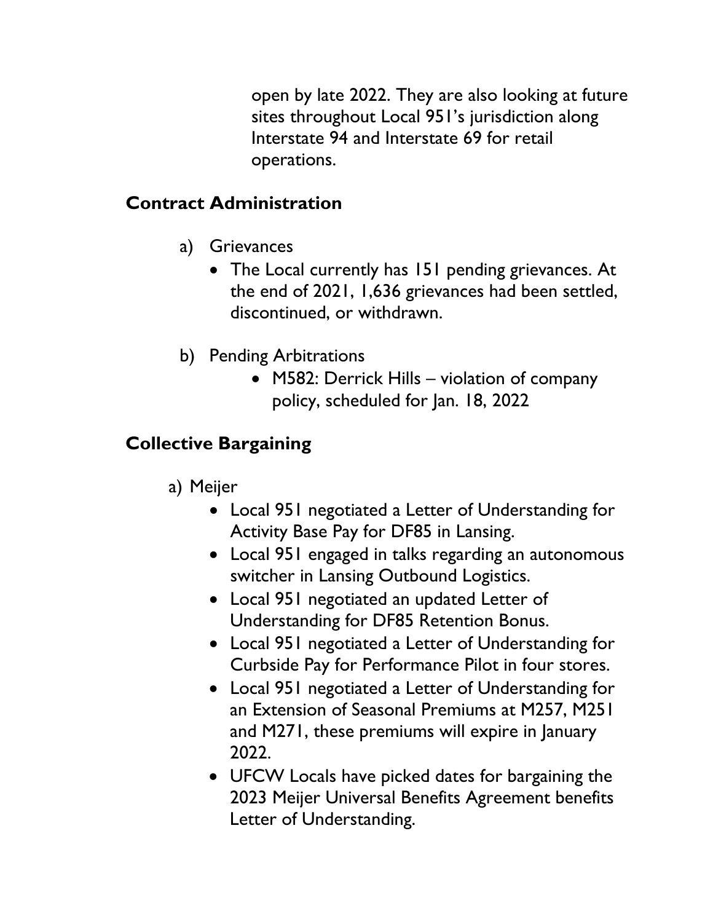open by late 2022. They are also looking at future sites throughout Local 951's jurisdiction along Interstate 94 and Interstate 69 for retail operations.

## Contract Administration

a) Grievances
- The Local currently has 151 pending grievances. At the end of 2021, 1,636 grievances had been settled, discontinued, or withdrawn.

b) Pending Arbitrations
- M582: Derrick Hills – violation of company policy, scheduled for Jan. 18, 2022

## Collective Bargaining

a) Meijer
- Local 951 negotiated a Letter of Understanding for Activity Base Pay for DF85 in Lansing.
- Local 951 engaged in talks regarding an autonomous switcher in Lansing Outbound Logistics.
- Local 951 negotiated an updated Letter of Understanding for DF85 Retention Bonus.
- Local 951 negotiated a Letter of Understanding for Curbside Pay for Performance Pilot in four stores.
- Local 951 negotiated a Letter of Understanding for an Extension of Seasonal Premiums at M257, M251 and M271, these premiums will expire in January 2022.
- UFCW Locals have picked dates for bargaining the 2023 Meijer Universal Benefits Agreement benefits Letter of Understanding.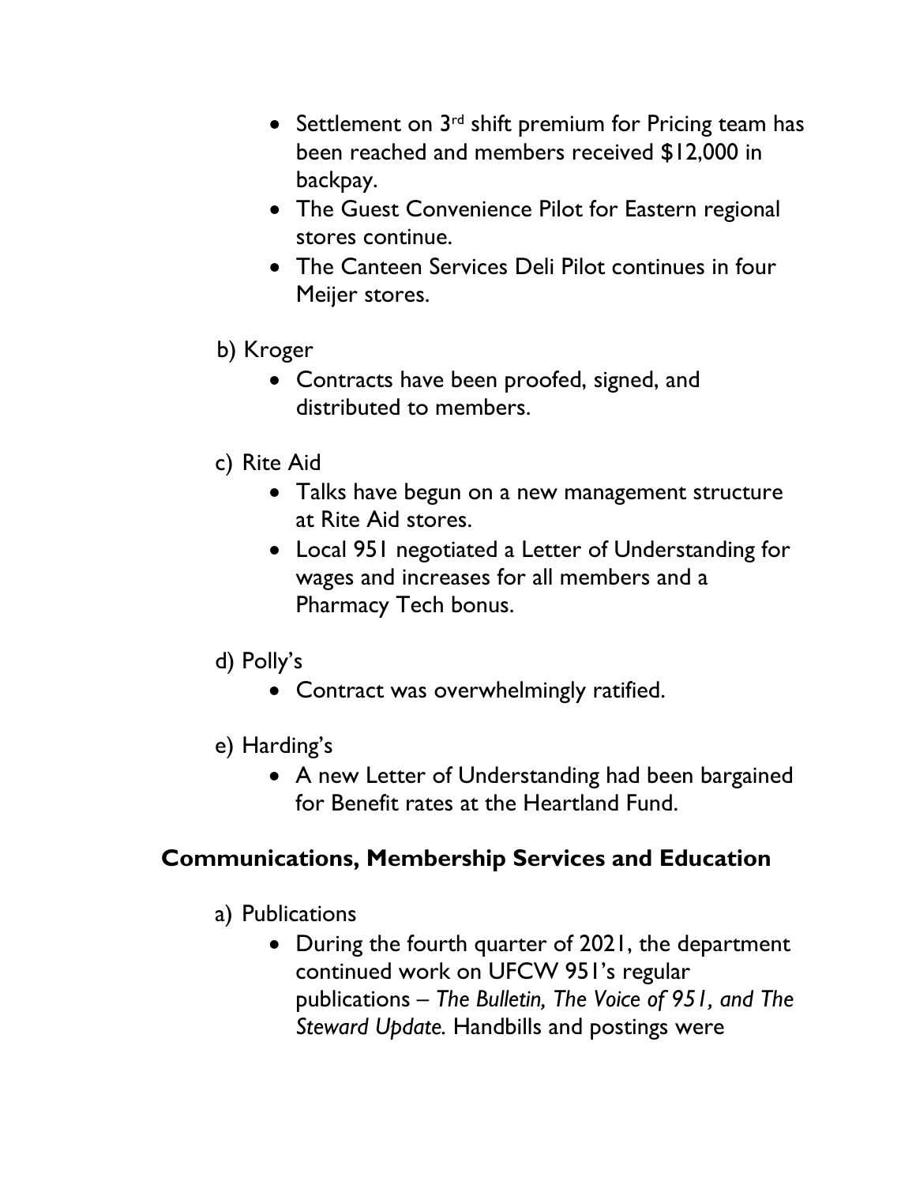- Settlement on 3rd shift premium for Pricing team has been reached and members received $12,000 in backpay.
- The Guest Convenience Pilot for Eastern regional stores continue.
- The Canteen Services Deli Pilot continues in four Meijer stores.

b) Kroger

- Contracts have been proofed, signed, and distributed to members.

c) Rite Aid

- Talks have begun on a new management structure at Rite Aid stores.
- Local 951 negotiated a Letter of Understanding for wages and increases for all members and a Pharmacy Tech bonus.

d) Polly's

- Contract was overwhelmingly ratified.

e) Harding's

- A new Letter of Understanding had been bargained for Benefit rates at the Heartland Fund.

## Communications, Membership Services and Education

a) Publications

- During the fourth quarter of 2021, the department continued work on UFCW 951's regular publications – *The Bulletin, The Voice of 951, and The Steward Update.* Handbills and postings were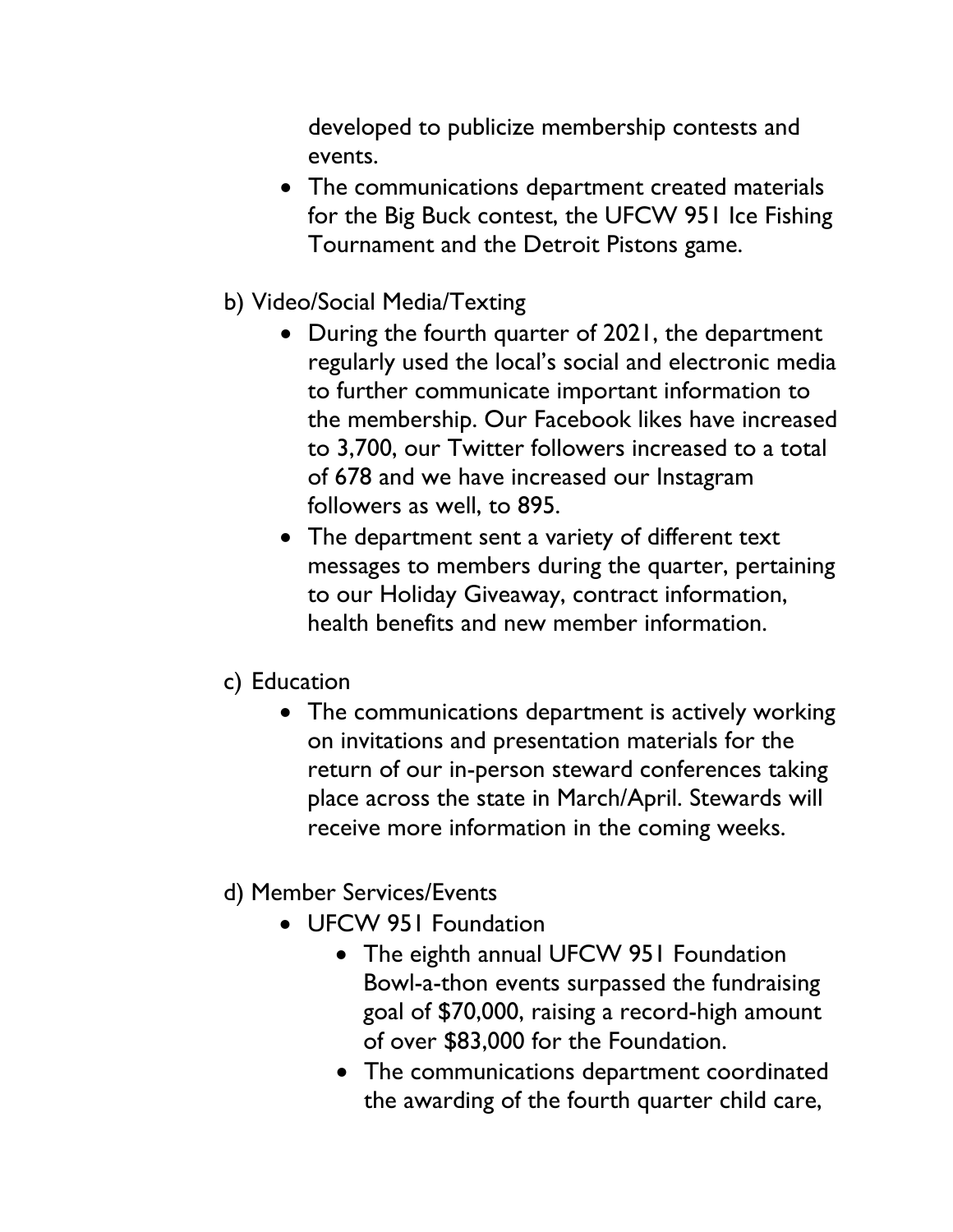developed to publicize membership contests and events.

- The communications department created materials for the Big Buck contest, the UFCW 951 Ice Fishing Tournament and the Detroit Pistons game.

b) Video/Social Media/Texting

- During the fourth quarter of 2021, the department regularly used the local's social and electronic media to further communicate important information to the membership. Our Facebook likes have increased to 3,700, our Twitter followers increased to a total of 678 and we have increased our Instagram followers as well, to 895.
- The department sent a variety of different text messages to members during the quarter, pertaining to our Holiday Giveaway, contract information, health benefits and new member information.

c) Education

- The communications department is actively working on invitations and presentation materials for the return of our in-person steward conferences taking place across the state in March/April. Stewards will receive more information in the coming weeks.

d) Member Services/Events

- UFCW 951 Foundation
    - The eighth annual UFCW 951 Foundation Bowl-a-thon events surpassed the fundraising goal of $70,000, raising a record-high amount of over $83,000 for the Foundation.
    - The communications department coordinated the awarding of the fourth quarter child care,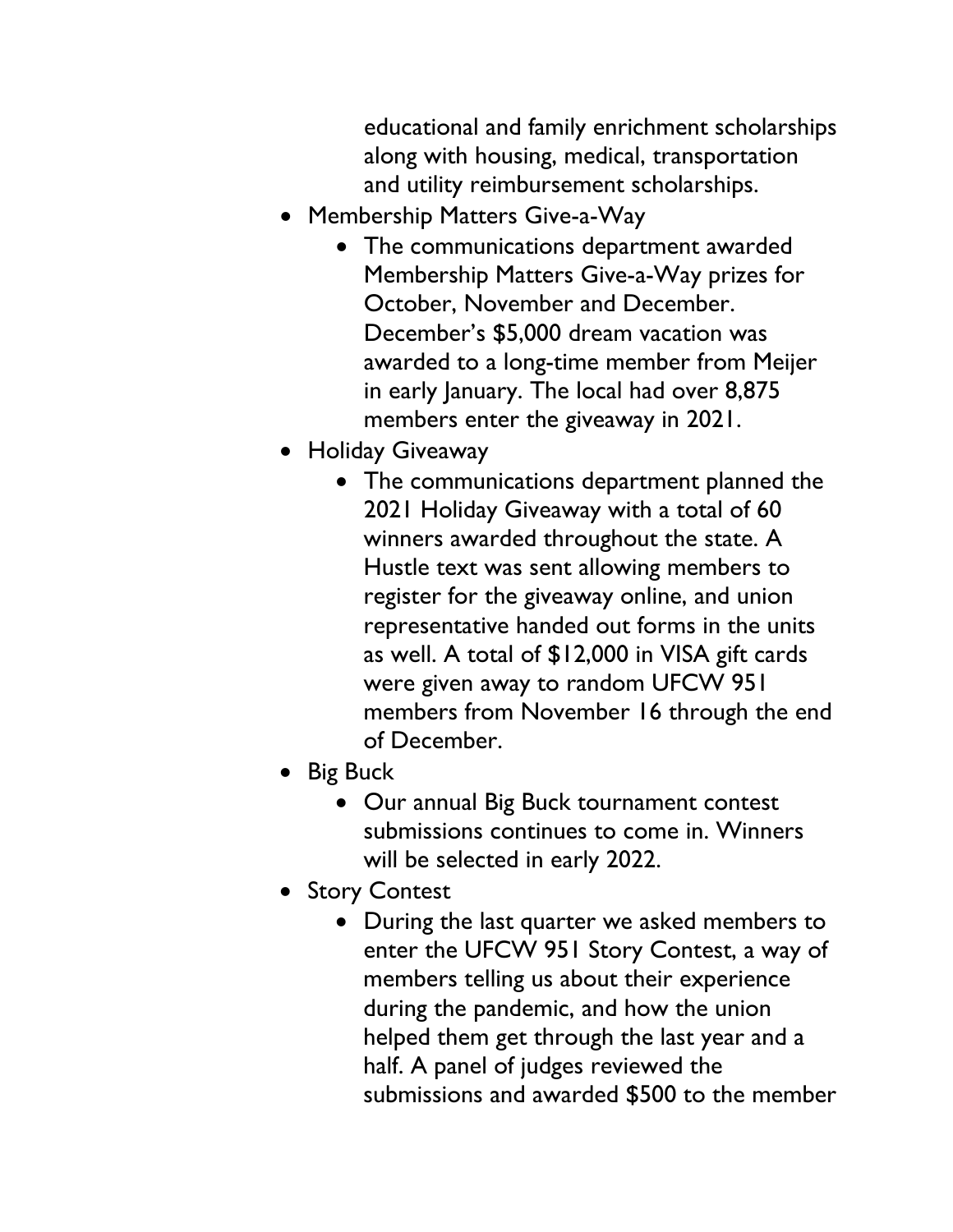educational and family enrichment scholarships along with housing, medical, transportation and utility reimbursement scholarships.

- Membership Matters Give-a-Way
  - The communications department awarded Membership Matters Give-a-Way prizes for October, November and December. December's $5,000 dream vacation was awarded to a long-time member from Meijer in early January. The local had over 8,875 members enter the giveaway in 2021.
- Holiday Giveaway
  - The communications department planned the 2021 Holiday Giveaway with a total of 60 winners awarded throughout the state. A Hustle text was sent allowing members to register for the giveaway online, and union representative handed out forms in the units as well. A total of $12,000 in VISA gift cards were given away to random UFCW 951 members from November 16 through the end of December.
- Big Buck
  - Our annual Big Buck tournament contest submissions continues to come in. Winners will be selected in early 2022.
- Story Contest
  - During the last quarter we asked members to enter the UFCW 951 Story Contest, a way of members telling us about their experience during the pandemic, and how the union helped them get through the last year and a half. A panel of judges reviewed the submissions and awarded $500 to the member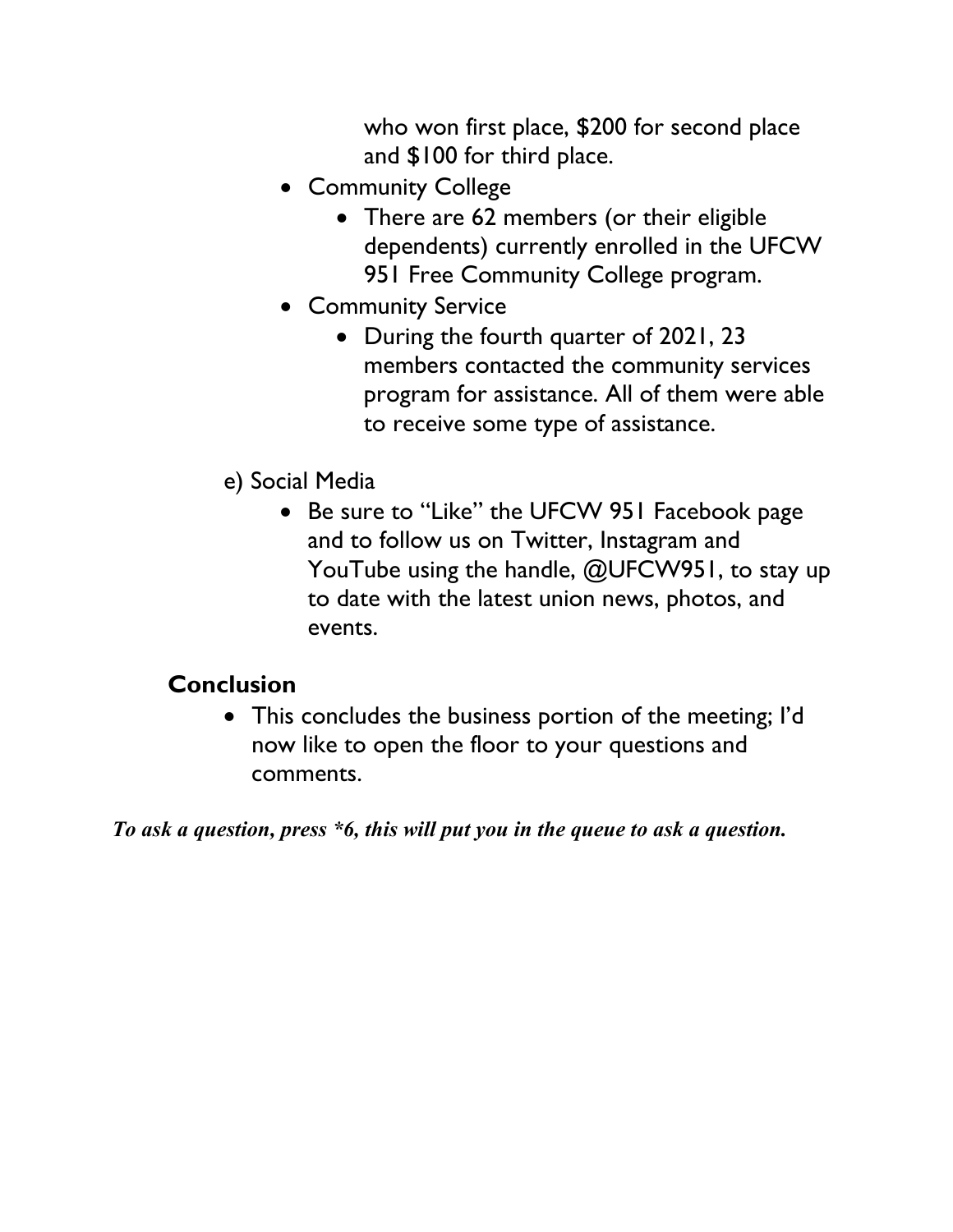who won first place, $200 for second place and $100 for third place.

- Community College
  - There are 62 members (or their eligible dependents) currently enrolled in the UFCW 951 Free Community College program.
- Community Service
  - During the fourth quarter of 2021, 23 members contacted the community services program for assistance. All of them were able to receive some type of assistance.

e) Social Media

- Be sure to "Like" the UFCW 951 Facebook page and to follow us on Twitter, Instagram and YouTube using the handle, @UFCW951, to stay up to date with the latest union news, photos, and events.

## Conclusion

- This concludes the business portion of the meeting; I'd now like to open the floor to your questions and comments.

***To ask a question, press *6, this will put you in the queue to ask a question.***